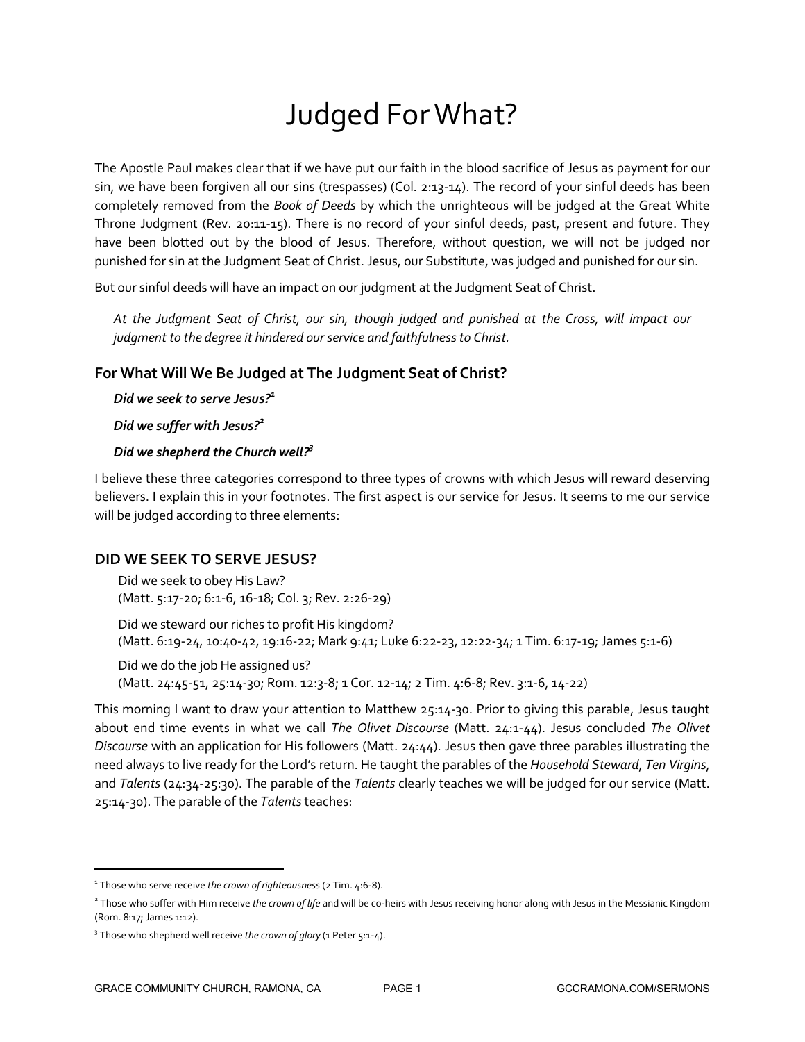# Judged For What?

The Apostle Paul makes clear that if we have put our faith in the blood sacrifice of Jesus as payment for our sin, we have been forgiven all our sins (trespasses) (Col. 2:13-14). The record of your sinful deeds has been completely removed from the *Book of Deeds* by which the unrighteous will be judged at the Great White Throne Judgment (Rev. 20:11-15). There is no record of your sinful deeds, past, present and future. They have been blotted out by the blood of Jesus. Therefore, without question, we will not be judged nor punished for sin at the Judgment Seat of Christ. Jesus, our Substitute, was judged and punished for our sin.

But our sinful deeds will have an impact on our judgment at the Judgment Seat of Christ.

> *At the Judgment Seat of Christ, our sin, though judged and punished at the Cross, will impact our judgment to the degree it hindered our service and faithfulness to Christ.*

### For What Will We Be Judged at The Judgment Seat of Christ?

***Did we seek to serve Jesus?***[1]

***Did we suffer with Jesus?***[2]

***Did we shepherd the Church well?***[3]

I believe these three categories correspond to three types of crowns with which Jesus will reward deserving believers. I explain this in your footnotes. The first aspect is our service for Jesus. It seems to me our service will be judged according to three elements:

### DID WE SEEK TO SERVE JESUS?

Did we seek to obey His Law?
(Matt. 5:17-20; 6:1-6, 16-18; Col. 3; Rev. 2:26-29)

Did we steward our riches to profit His kingdom?
(Matt. 6:19-24, 10:40-42, 19:16-22; Mark 9:41; Luke 6:22-23, 12:22-34; 1 Tim. 6:17-19; James 5:1-6)

Did we do the job He assigned us?
(Matt. 24:45-51, 25:14-30; Rom. 12:3-8; 1 Cor. 12-14; 2 Tim. 4:6-8; Rev. 3:1-6, 14-22)

This morning I want to draw your attention to Matthew 25:14-30. Prior to giving this parable, Jesus taught about end time events in what we call *The Olivet Discourse* (Matt. 24:1-44). Jesus concluded *The Olivet Discourse* with an application for His followers (Matt. 24:44). Jesus then gave three parables illustrating the need always to live ready for the Lord's return. He taught the parables of the *Household Steward*, *Ten Virgins*, and *Talents* (24:34-25:30). The parable of the *Talents* clearly teaches we will be judged for our service (Matt. 25:14-30). The parable of the *Talents* teaches:

---

[1] Those who serve receive *the crown of righteousness* (2 Tim. 4:6-8).

[2] Those who suffer with Him receive *the crown of life* and will be co-heirs with Jesus receiving honor along with Jesus in the Messianic Kingdom (Rom. 8:17; James 1:12).

[3] Those who shepherd well receive *the crown of glory* (1 Peter 5:1-4).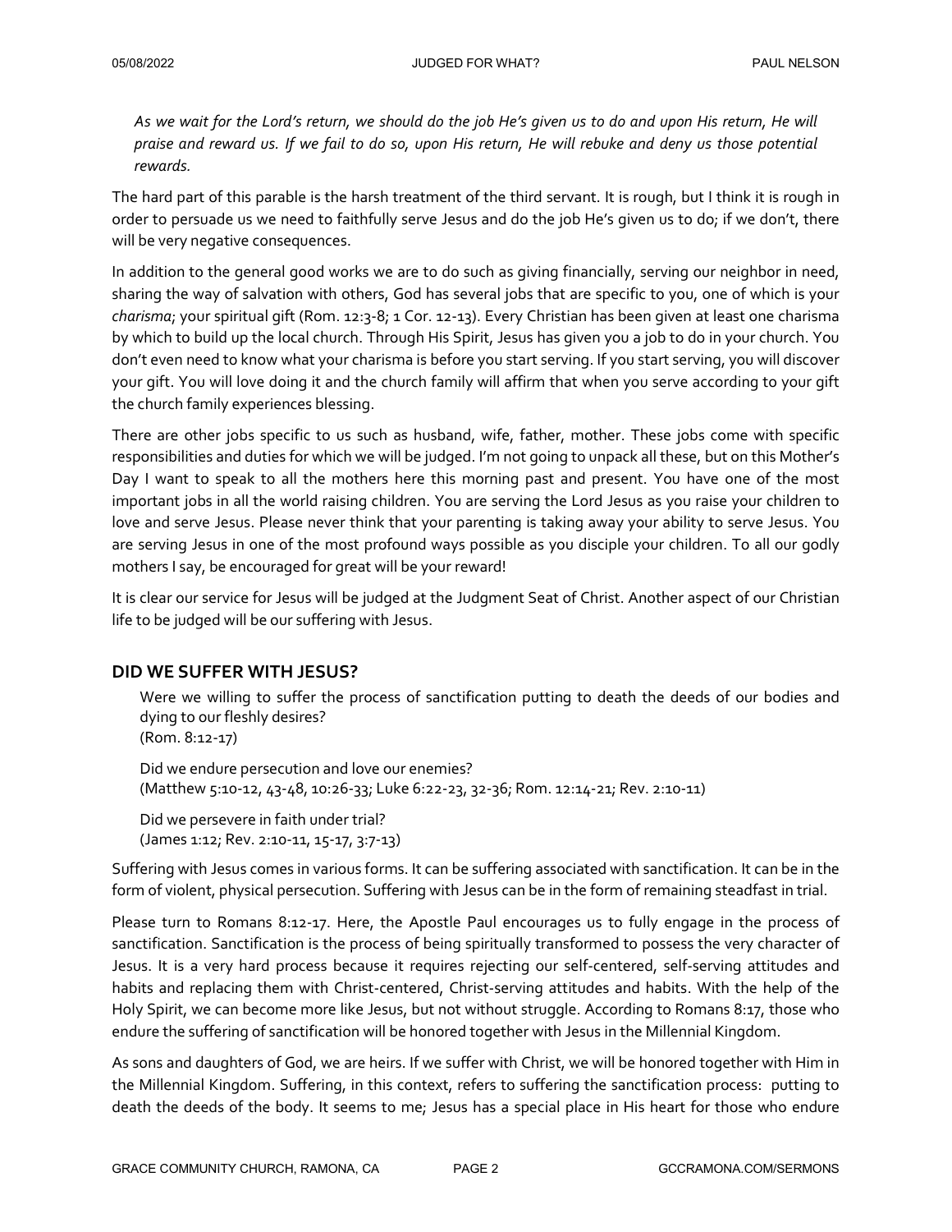*As we wait for the Lord's return, we should do the job He's given us to do and upon His return, He will praise and reward us. If we fail to do so, upon His return, He will rebuke and deny us those potential rewards.*

The hard part of this parable is the harsh treatment of the third servant. It is rough, but I think it is rough in order to persuade us we need to faithfully serve Jesus and do the job He's given us to do; if we don't, there will be very negative consequences.

In addition to the general good works we are to do such as giving financially, serving our neighbor in need, sharing the way of salvation with others, God has several jobs that are specific to you, one of which is your *charisma*; your spiritual gift (Rom. 12:3-8; 1 Cor. 12-13). Every Christian has been given at least one charisma by which to build up the local church. Through His Spirit, Jesus has given you a job to do in your church. You don't even need to know what your charisma is before you start serving. If you start serving, you will discover your gift. You will love doing it and the church family will affirm that when you serve according to your gift the church family experiences blessing.

There are other jobs specific to us such as husband, wife, father, mother. These jobs come with specific responsibilities and duties for which we will be judged. I'm not going to unpack all these, but on this Mother's Day I want to speak to all the mothers here this morning past and present. You have one of the most important jobs in all the world raising children. You are serving the Lord Jesus as you raise your children to love and serve Jesus. Please never think that your parenting is taking away your ability to serve Jesus. You are serving Jesus in one of the most profound ways possible as you disciple your children. To all our godly mothers I say, be encouraged for great will be your reward!

It is clear our service for Jesus will be judged at the Judgment Seat of Christ. Another aspect of our Christian life to be judged will be our suffering with Jesus.

## DID WE SUFFER WITH JESUS?

Were we willing to suffer the process of sanctification putting to death the deeds of our bodies and dying to our fleshly desires?
(Rom. 8:12-17)

Did we endure persecution and love our enemies?
(Matthew 5:10-12, 43-48, 10:26-33; Luke 6:22-23, 32-36; Rom. 12:14-21; Rev. 2:10-11)

Did we persevere in faith under trial?
(James 1:12; Rev. 2:10-11, 15-17, 3:7-13)

Suffering with Jesus comes in various forms. It can be suffering associated with sanctification. It can be in the form of violent, physical persecution. Suffering with Jesus can be in the form of remaining steadfast in trial.

Please turn to Romans 8:12-17. Here, the Apostle Paul encourages us to fully engage in the process of sanctification. Sanctification is the process of being spiritually transformed to possess the very character of Jesus. It is a very hard process because it requires rejecting our self-centered, self-serving attitudes and habits and replacing them with Christ-centered, Christ-serving attitudes and habits. With the help of the Holy Spirit, we can become more like Jesus, but not without struggle. According to Romans 8:17, those who endure the suffering of sanctification will be honored together with Jesus in the Millennial Kingdom.

As sons and daughters of God, we are heirs. If we suffer with Christ, we will be honored together with Him in the Millennial Kingdom. Suffering, in this context, refers to suffering the sanctification process: putting to death the deeds of the body. It seems to me; Jesus has a special place in His heart for those who endure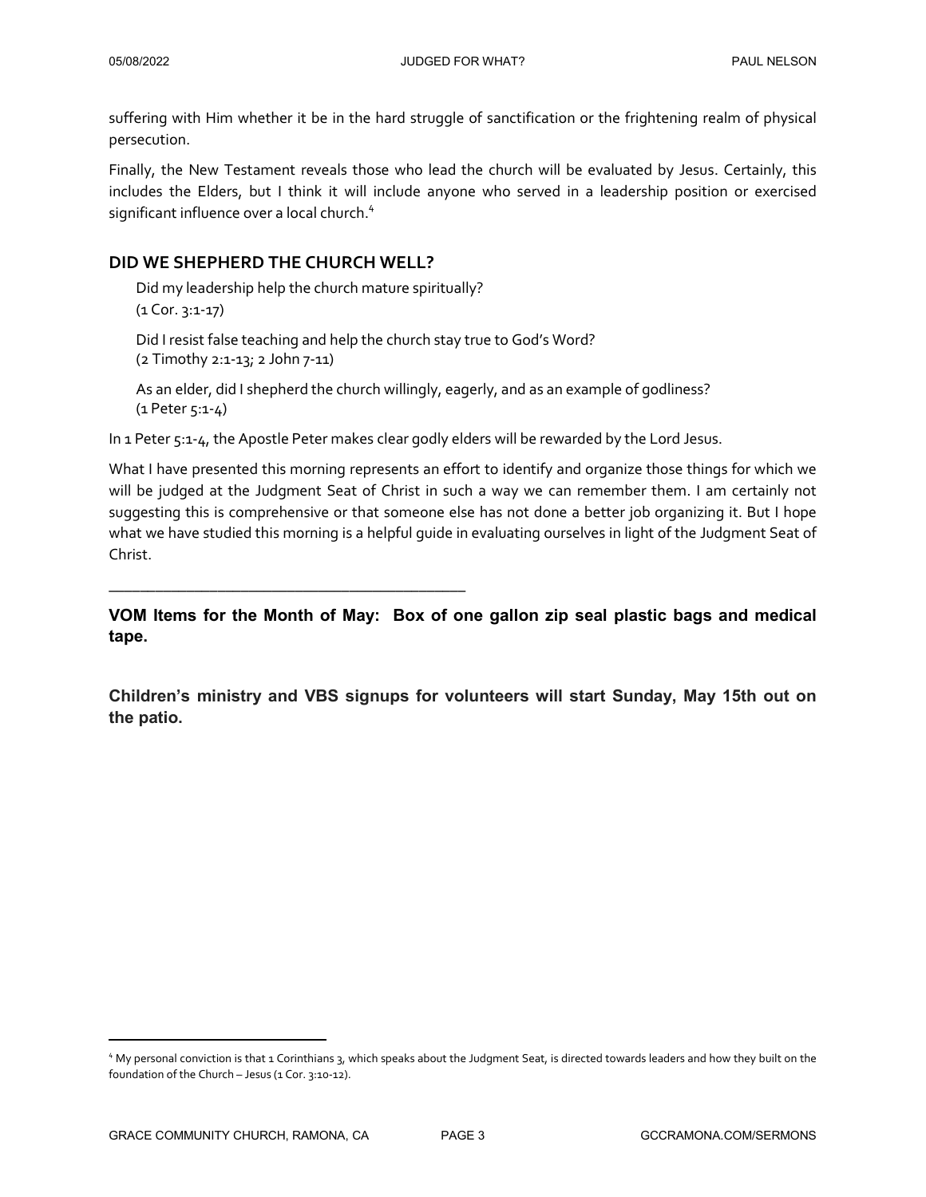suffering with Him whether it be in the hard struggle of sanctification or the frightening realm of physical persecution.

Finally, the New Testament reveals those who lead the church will be evaluated by Jesus. Certainly, this includes the Elders, but I think it will include anyone who served in a leadership position or exercised significant influence over a local church.[4]

## DID WE SHEPHERD THE CHURCH WELL?

Did my leadership help the church mature spiritually?
(1 Cor. 3:1-17)

Did I resist false teaching and help the church stay true to God's Word?
(2 Timothy 2:1-13; 2 John 7-11)

As an elder, did I shepherd the church willingly, eagerly, and as an example of godliness?
(1 Peter 5:1-4)

In 1 Peter 5:1-4, the Apostle Peter makes clear godly elders will be rewarded by the Lord Jesus.

What I have presented this morning represents an effort to identify and organize those things for which we will be judged at the Judgment Seat of Christ in such a way we can remember them. I am certainly not suggesting this is comprehensive or that someone else has not done a better job organizing it. But I hope what we have studied this morning is a helpful guide in evaluating ourselves in light of the Judgment Seat of Christ.

---

**VOM Items for the Month of May: Box of one gallon zip seal plastic bags and medical tape.**

**Children's ministry and VBS signups for volunteers will start Sunday, May 15th out on the patio.**

---

[4] My personal conviction is that 1 Corinthians 3, which speaks about the Judgment Seat, is directed towards leaders and how they built on the foundation of the Church – Jesus (1 Cor. 3:10-12).